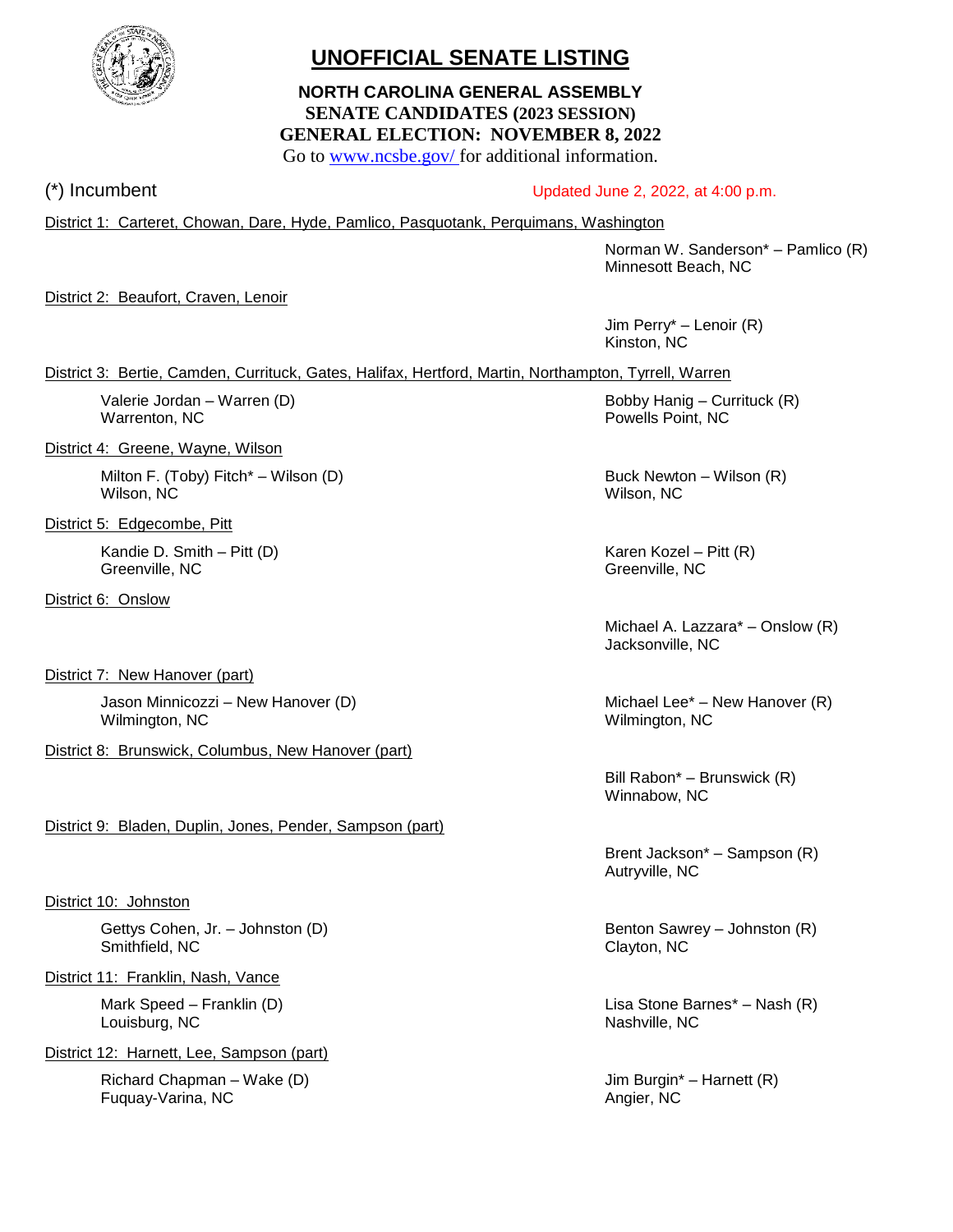# UNOFFICIAL SENATE LISTING

**NORTH CAROLINA GENERAL ASSEMBLY**
**SENATE CANDIDATES (2023 SESSION)**
**GENERAL ELECTION: NOVEMBER 8, 2022**
Go to www.ncsbe.gov/ for additional information.

(*) Incumbent

Updated June 2, 2022, at 4:00 p.m.

District 1: Carteret, Chowan, Dare, Hyde, Pamlico, Pasquotank, Perquimans, Washington

Norman W. Sanderson* – Pamlico (R)
Minnesott Beach, NC

District 2: Beaufort, Craven, Lenoir

Jim Perry* – Lenoir (R)
Kinston, NC

District 3: Bertie, Camden, Currituck, Gates, Halifax, Hertford, Martin, Northampton, Tyrrell, Warren

Valerie Jordan – Warren (D)
Warrenton, NC

Bobby Hanig – Currituck (R)
Powells Point, NC

District 4: Greene, Wayne, Wilson

Milton F. (Toby) Fitch* – Wilson (D)
Wilson, NC

Buck Newton – Wilson (R)
Wilson, NC

District 5: Edgecombe, Pitt

Kandie D. Smith – Pitt (D)
Greenville, NC

Karen Kozel – Pitt (R)
Greenville, NC

District 6: Onslow

Michael A. Lazzara* – Onslow (R)
Jacksonville, NC

District 7: New Hanover (part)

Jason Minnicozzi – New Hanover (D)
Wilmington, NC

Michael Lee* – New Hanover (R)
Wilmington, NC

District 8: Brunswick, Columbus, New Hanover (part)

Bill Rabon* – Brunswick (R)
Winnabow, NC

District 9: Bladen, Duplin, Jones, Pender, Sampson (part)

Brent Jackson* – Sampson (R)
Autryville, NC

District 10: Johnston

Gettys Cohen, Jr. – Johnston (D)
Smithfield, NC

Benton Sawrey – Johnston (R)
Clayton, NC

District 11: Franklin, Nash, Vance

Mark Speed – Franklin (D)
Louisburg, NC

Lisa Stone Barnes* – Nash (R)
Nashville, NC

District 12: Harnett, Lee, Sampson (part)

Richard Chapman – Wake (D)
Fuquay-Varina, NC

Jim Burgin* – Harnett (R)
Angier, NC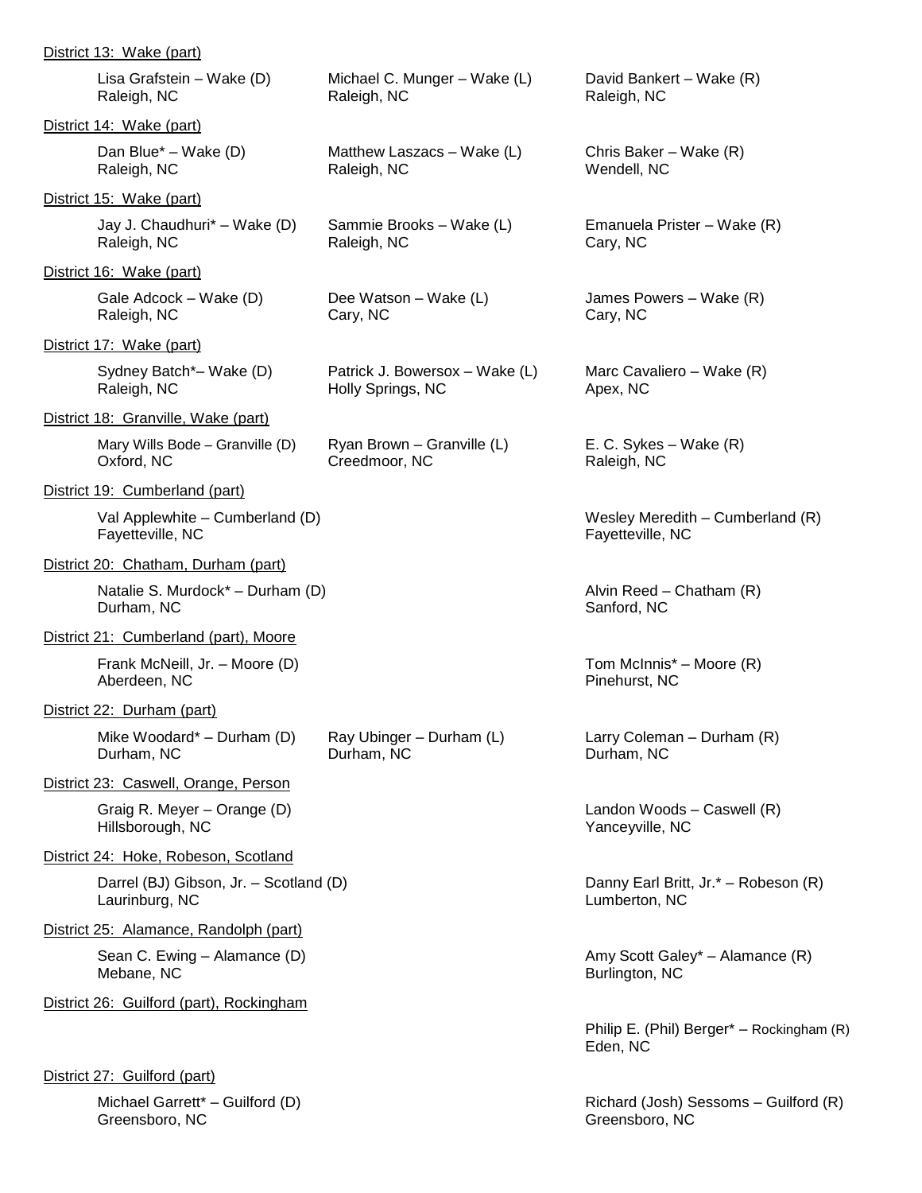District 13: Wake (part)

- Lisa Grafstein – Wake (D)
  Raleigh, NC
- Michael C. Munger – Wake (L)
  Raleigh, NC
- David Bankert – Wake (R)
  Raleigh, NC

District 14: Wake (part)

- Dan Blue* – Wake (D)
  Raleigh, NC
- Matthew Laszacs – Wake (L)
  Raleigh, NC
- Chris Baker – Wake (R)
  Wendell, NC

District 15: Wake (part)

- Jay J. Chaudhuri* – Wake (D)
  Raleigh, NC
- Sammie Brooks – Wake (L)
  Raleigh, NC
- Emanuela Prister – Wake (R)
  Cary, NC

District 16: Wake (part)

- Gale Adcock – Wake (D)
  Raleigh, NC
- Dee Watson – Wake (L)
  Cary, NC
- James Powers – Wake (R)
  Cary, NC

District 17: Wake (part)

- Sydney Batch*– Wake (D)
  Raleigh, NC
- Patrick J. Bowersox – Wake (L)
  Holly Springs, NC
- Marc Cavaliero – Wake (R)
  Apex, NC

District 18: Granville, Wake (part)

- Mary Wills Bode – Granville (D)
  Oxford, NC
- Ryan Brown – Granville (L)
  Creedmoor, NC
- E. C. Sykes – Wake (R)
  Raleigh, NC

District 19: Cumberland (part)

- Val Applewhite – Cumberland (D)
  Fayetteville, NC
- Wesley Meredith – Cumberland (R)
  Fayetteville, NC

District 20: Chatham, Durham (part)

- Natalie S. Murdock* – Durham (D)
  Durham, NC
- Alvin Reed – Chatham (R)
  Sanford, NC

District 21: Cumberland (part), Moore

- Frank McNeill, Jr. – Moore (D)
  Aberdeen, NC
- Tom McInnis* – Moore (R)
  Pinehurst, NC

District 22: Durham (part)

- Mike Woodard* – Durham (D)
  Durham, NC
- Ray Ubinger – Durham (L)
  Durham, NC
- Larry Coleman – Durham (R)
  Durham, NC

District 23: Caswell, Orange, Person

- Graig R. Meyer – Orange (D)
  Hillsborough, NC
- Landon Woods – Caswell (R)
  Yanceyville, NC

District 24: Hoke, Robeson, Scotland

- Darrel (BJ) Gibson, Jr. – Scotland (D)
  Laurinburg, NC
- Danny Earl Britt, Jr.* – Robeson (R)
  Lumberton, NC

District 25: Alamance, Randolph (part)

- Sean C. Ewing – Alamance (D)
  Mebane, NC
- Amy Scott Galey* – Alamance (R)
  Burlington, NC

District 26: Guilford (part), Rockingham

- Philip E. (Phil) Berger* – Rockingham (R)
  Eden, NC

District 27: Guilford (part)

- Michael Garrett* – Guilford (D)
  Greensboro, NC
- Richard (Josh) Sessoms – Guilford (R)
  Greensboro, NC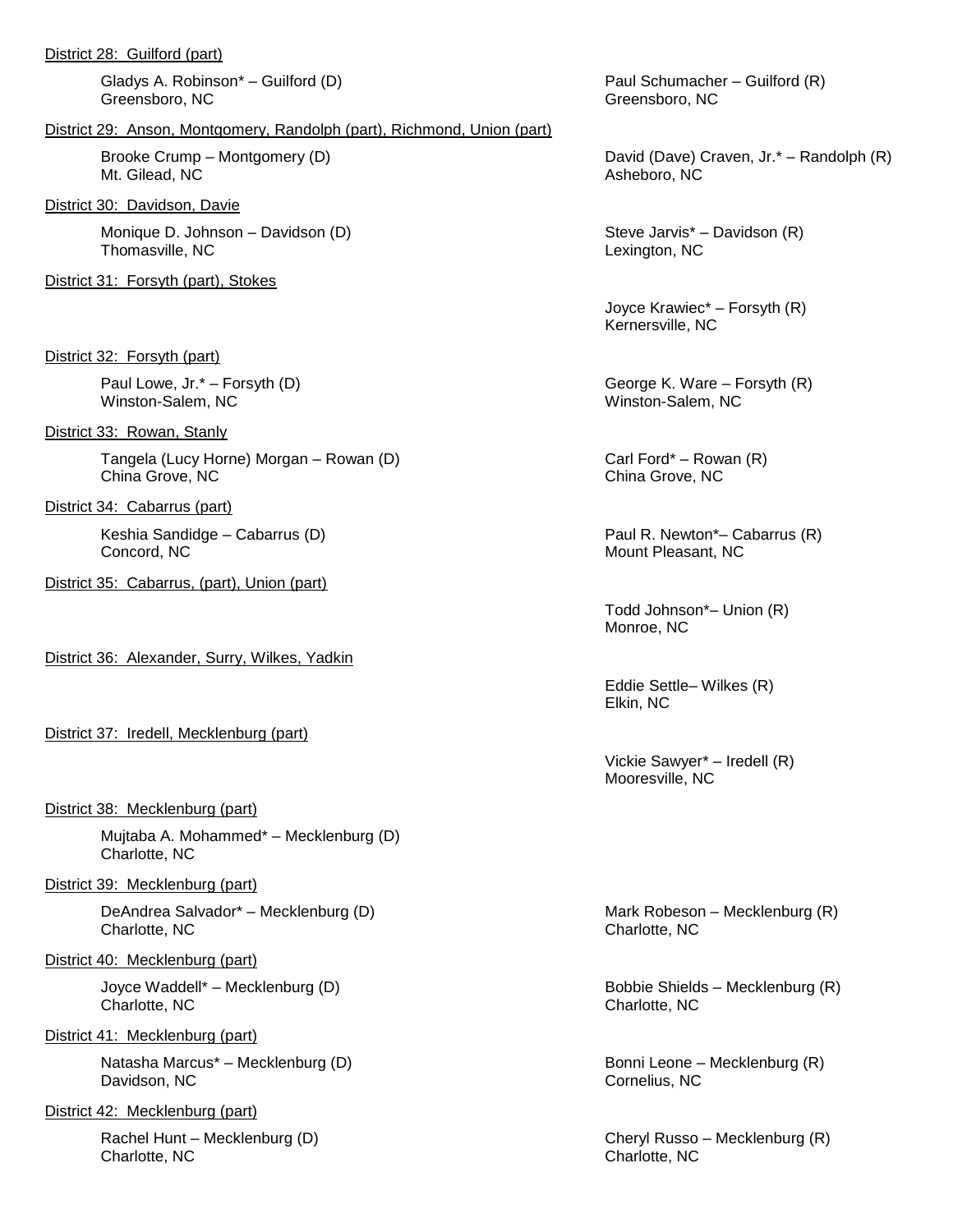District 28: Guilford (part)

Gladys A. Robinson* – Guilford (D)
Greensboro, NC

Paul Schumacher – Guilford (R)
Greensboro, NC

District 29: Anson, Montgomery, Randolph (part), Richmond, Union (part)

Brooke Crump – Montgomery (D)
Mt. Gilead, NC

David (Dave) Craven, Jr.* – Randolph (R)
Asheboro, NC

District 30: Davidson, Davie

Monique D. Johnson – Davidson (D)
Thomasville, NC

Steve Jarvis* – Davidson (R)
Lexington, NC

District 31: Forsyth (part), Stokes

Joyce Krawiec* – Forsyth (R)
Kernersville, NC

District 32: Forsyth (part)

Paul Lowe, Jr.* – Forsyth (D)
Winston-Salem, NC

George K. Ware – Forsyth (R)
Winston-Salem, NC

District 33: Rowan, Stanly

Tangela (Lucy Horne) Morgan – Rowan (D)
China Grove, NC

Carl Ford* – Rowan (R)
China Grove, NC

District 34: Cabarrus (part)

Keshia Sandidge – Cabarrus (D)
Concord, NC

Paul R. Newton*– Cabarrus (R)
Mount Pleasant, NC

District 35: Cabarrus, (part), Union (part)

Todd Johnson*– Union (R)
Monroe, NC

District 36: Alexander, Surry, Wilkes, Yadkin

Eddie Settle– Wilkes (R)
Elkin, NC

District 37: Iredell, Mecklenburg (part)

Vickie Sawyer* – Iredell (R)
Mooresville, NC

District 38: Mecklenburg (part)

Mujtaba A. Mohammed* – Mecklenburg (D)
Charlotte, NC

District 39: Mecklenburg (part)

DeAndrea Salvador* – Mecklenburg (D)
Charlotte, NC

Mark Robeson – Mecklenburg (R)
Charlotte, NC

District 40: Mecklenburg (part)

Joyce Waddell* – Mecklenburg (D)
Charlotte, NC

Bobbie Shields – Mecklenburg (R)
Charlotte, NC

District 41: Mecklenburg (part)

Natasha Marcus* – Mecklenburg (D)
Davidson, NC

Bonni Leone – Mecklenburg (R)
Cornelius, NC

District 42: Mecklenburg (part)

Rachel Hunt – Mecklenburg (D)
Charlotte, NC

Cheryl Russo – Mecklenburg (R)
Charlotte, NC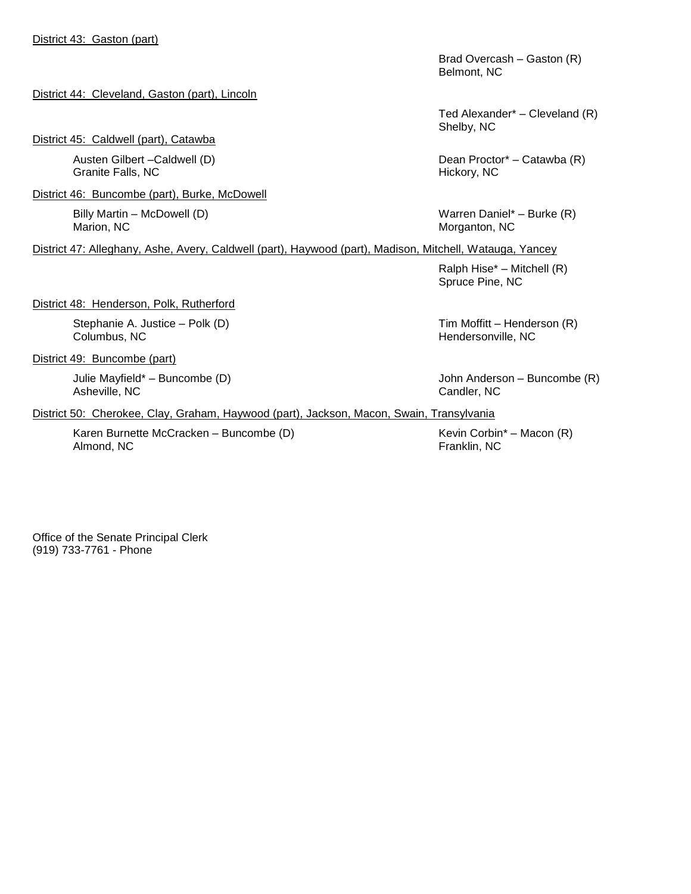District 43: Gaston (part)

Brad Overcash – Gaston (R)
Belmont, NC

District 44: Cleveland, Gaston (part), Lincoln

Ted Alexander* – Cleveland (R)
Shelby, NC

District 45: Caldwell (part), Catawba

Austen Gilbert –Caldwell (D)
Granite Falls, NC

Dean Proctor* – Catawba (R)
Hickory, NC

District 46: Buncombe (part), Burke, McDowell

Billy Martin – McDowell (D)
Marion, NC

Warren Daniel* – Burke (R)
Morganton, NC

District 47: Alleghany, Ashe, Avery, Caldwell (part), Haywood (part), Madison, Mitchell, Watauga, Yancey

Ralph Hise* – Mitchell (R)
Spruce Pine, NC

District 48: Henderson, Polk, Rutherford

Stephanie A. Justice – Polk (D)
Columbus, NC

Tim Moffitt – Henderson (R)
Hendersonville, NC

District 49: Buncombe (part)

Julie Mayfield* – Buncombe (D)
Asheville, NC

John Anderson – Buncombe (R)
Candler, NC

District 50: Cherokee, Clay, Graham, Haywood (part), Jackson, Macon, Swain, Transylvania

Karen Burnette McCracken – Buncombe (D)
Almond, NC

Kevin Corbin* – Macon (R)
Franklin, NC

Office of the Senate Principal Clerk
(919) 733-7761 - Phone